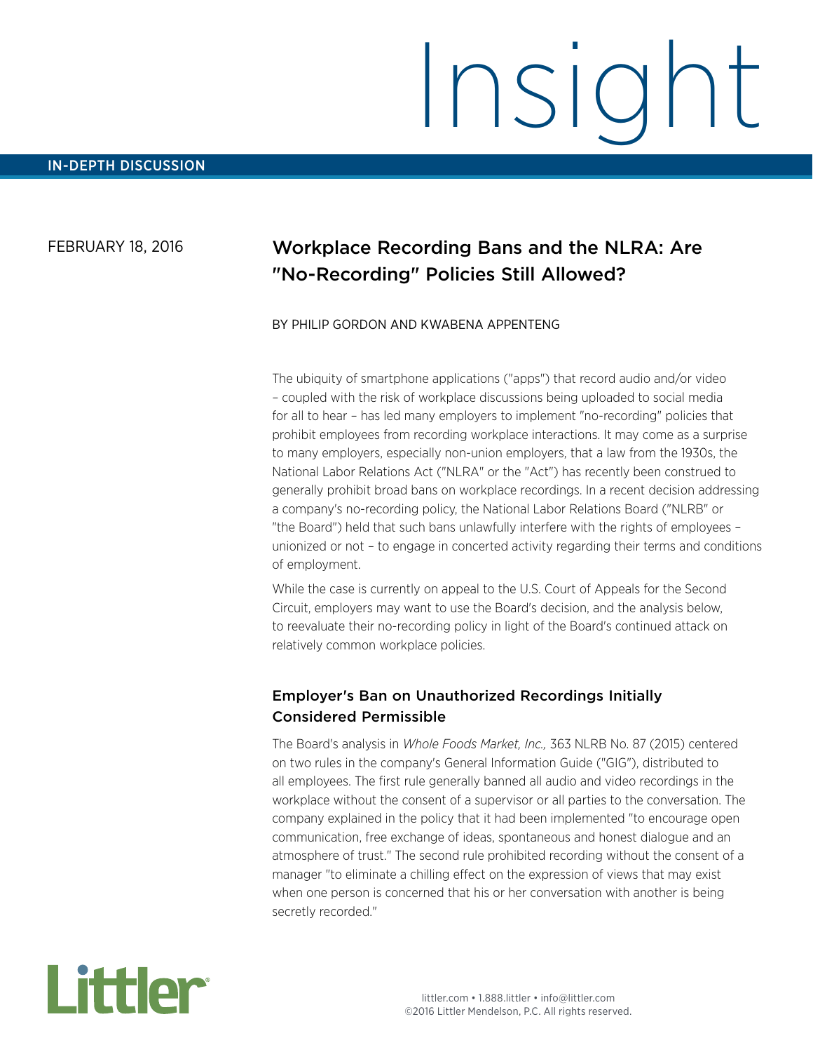# Insight

IN-DEPTH DISCUSSION

FEBRUARY 18, 2016

## Workplace Recording Bans and the NLRA: Are "No-Recording" Policies Still Allowed?

BY PHILIP GORDON AND KWABENA APPENTENG

The ubiquity of smartphone applications ("apps") that record audio and/or video – coupled with the risk of workplace discussions being uploaded to social media for all to hear – has led many employers to implement "no-recording" policies that prohibit employees from recording workplace interactions. It may come as a surprise to many employers, especially non-union employers, that a law from the 1930s, the National Labor Relations Act ("NLRA" or the "Act") has recently been construed to generally prohibit broad bans on workplace recordings. In a recent decision addressing a company's no-recording policy, the National Labor Relations Board ("NLRB" or "the Board") held that such bans unlawfully interfere with the rights of employees – unionized or not – to engage in concerted activity regarding their terms and conditions of employment.

While the case is currently on appeal to the U.S. Court of Appeals for the Second Circuit, employers may want to use the Board's decision, and the analysis below, to reevaluate their no-recording policy in light of the Board's continued attack on relatively common workplace policies.

### Employer's Ban on Unauthorized Recordings Initially Considered Permissible

The Board's analysis in *Whole Foods Market, Inc.,* 363 NLRB No. 87 (2015) centered on two rules in the company's General Information Guide ("GIG"), distributed to all employees. The first rule generally banned all audio and video recordings in the workplace without the consent of a supervisor or all parties to the conversation. The company explained in the policy that it had been implemented "to encourage open communication, free exchange of ideas, spontaneous and honest dialogue and an atmosphere of trust." The second rule prohibited recording without the consent of a manager "to eliminate a chilling effect on the expression of views that may exist when one person is concerned that his or her conversation with another is being secretly recorded."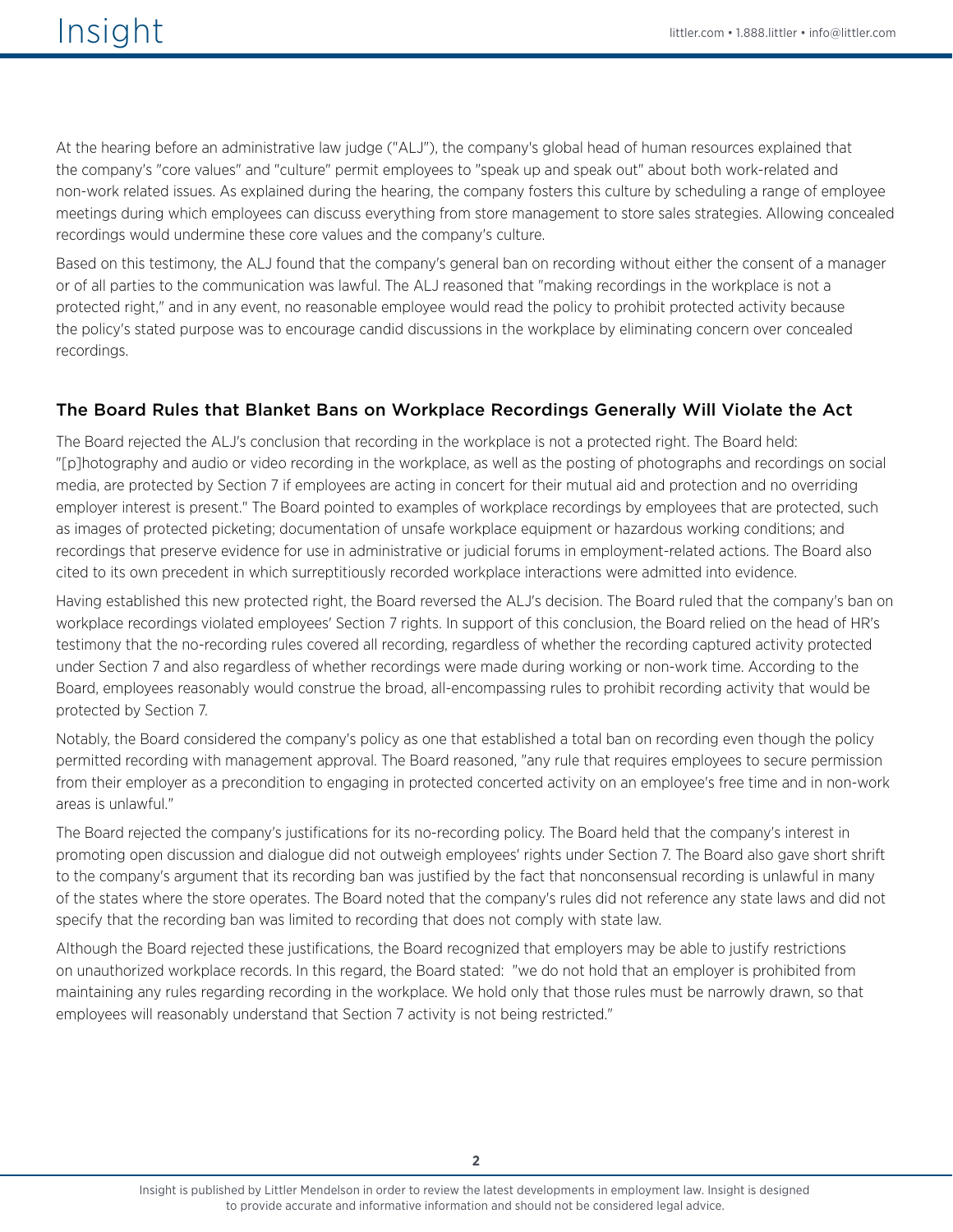At the hearing before an administrative law judge ("ALJ"), the company's global head of human resources explained that the company's "core values" and "culture" permit employees to "speak up and speak out" about both work-related and non-work related issues. As explained during the hearing, the company fosters this culture by scheduling a range of employee meetings during which employees can discuss everything from store management to store sales strategies. Allowing concealed recordings would undermine these core values and the company's culture.

Based on this testimony, the ALJ found that the company's general ban on recording without either the consent of a manager or of all parties to the communication was lawful. The ALJ reasoned that "making recordings in the workplace is not a protected right," and in any event, no reasonable employee would read the policy to prohibit protected activity because the policy's stated purpose was to encourage candid discussions in the workplace by eliminating concern over concealed recordings.

## The Board Rules that Blanket Bans on Workplace Recordings Generally Will Violate the Act

The Board rejected the ALJ's conclusion that recording in the workplace is not a protected right. The Board held: "[p]hotography and audio or video recording in the workplace, as well as the posting of photographs and recordings on social media, are protected by Section 7 if employees are acting in concert for their mutual aid and protection and no overriding employer interest is present." The Board pointed to examples of workplace recordings by employees that are protected, such as images of protected picketing; documentation of unsafe workplace equipment or hazardous working conditions; and recordings that preserve evidence for use in administrative or judicial forums in employment-related actions. The Board also cited to its own precedent in which surreptitiously recorded workplace interactions were admitted into evidence.

Having established this new protected right, the Board reversed the ALJ's decision. The Board ruled that the company's ban on workplace recordings violated employees' Section 7 rights. In support of this conclusion, the Board relied on the head of HR's testimony that the no-recording rules covered all recording, regardless of whether the recording captured activity protected under Section 7 and also regardless of whether recordings were made during working or non-work time. According to the Board, employees reasonably would construe the broad, all-encompassing rules to prohibit recording activity that would be protected by Section 7.

Notably, the Board considered the company's policy as one that established a total ban on recording even though the policy permitted recording with management approval. The Board reasoned, "any rule that requires employees to secure permission from their employer as a precondition to engaging in protected concerted activity on an employee's free time and in non-work areas is unlawful."

The Board rejected the company's justifications for its no-recording policy. The Board held that the company's interest in promoting open discussion and dialogue did not outweigh employees' rights under Section 7. The Board also gave short shrift to the company's argument that its recording ban was justified by the fact that nonconsensual recording is unlawful in many of the states where the store operates. The Board noted that the company's rules did not reference any state laws and did not specify that the recording ban was limited to recording that does not comply with state law.

Although the Board rejected these justifications, the Board recognized that employers may be able to justify restrictions on unauthorized workplace records. In this regard, the Board stated: "we do not hold that an employer is prohibited from maintaining any rules regarding recording in the workplace. We hold only that those rules must be narrowly drawn, so that employees will reasonably understand that Section 7 activity is not being restricted."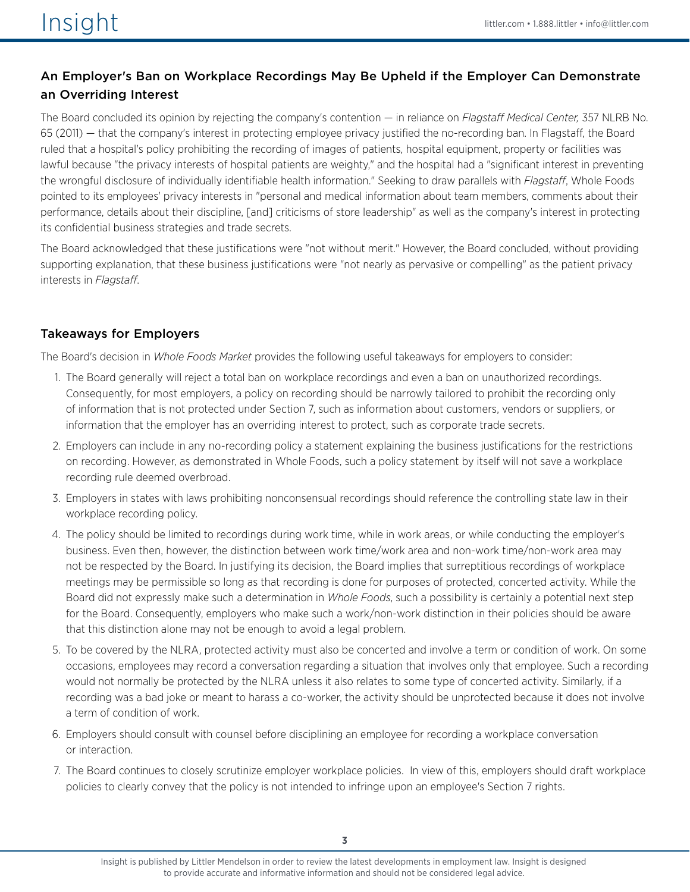## An Employer's Ban on Workplace Recordings May Be Upheld if the Employer Can Demonstrate an Overriding Interest

The Board concluded its opinion by rejecting the company's contention — in reliance on *Flagstaff Medical Center,* 357 NLRB No. 65 (2011) — that the company's interest in protecting employee privacy justified the no-recording ban. In Flagstaff, the Board ruled that a hospital's policy prohibiting the recording of images of patients, hospital equipment, property or facilities was lawful because "the privacy interests of hospital patients are weighty," and the hospital had a "significant interest in preventing the wrongful disclosure of individually identifiable health information." Seeking to draw parallels with *Flagstaff*, Whole Foods pointed to its employees' privacy interests in "personal and medical information about team members, comments about their performance, details about their discipline, [and] criticisms of store leadership" as well as the company's interest in protecting its confidential business strategies and trade secrets.

The Board acknowledged that these justifications were "not without merit." However, the Board concluded, without providing supporting explanation, that these business justifications were "not nearly as pervasive or compelling" as the patient privacy interests in *Flagstaff*.

## Takeaways for Employers

The Board's decision in *Whole Foods Market* provides the following useful takeaways for employers to consider:

1. The Board generally will reject a total ban on workplace recordings and even a ban on unauthorized recordings. Consequently, for most employers, a policy on recording should be narrowly tailored to prohibit the recording only of information that is not protected under Section 7, such as information about customers, vendors or suppliers, or information that the employer has an overriding interest to protect, such as corporate trade secrets.
2. Employers can include in any no-recording policy a statement explaining the business justifications for the restrictions on recording. However, as demonstrated in Whole Foods, such a policy statement by itself will not save a workplace recording rule deemed overbroad.
3. Employers in states with laws prohibiting nonconsensual recordings should reference the controlling state law in their workplace recording policy.
4. The policy should be limited to recordings during work time, while in work areas, or while conducting the employer's business. Even then, however, the distinction between work time/work area and non-work time/non-work area may not be respected by the Board. In justifying its decision, the Board implies that surreptitious recordings of workplace meetings may be permissible so long as that recording is done for purposes of protected, concerted activity. While the Board did not expressly make such a determination in *Whole Foods*, such a possibility is certainly a potential next step for the Board. Consequently, employers who make such a work/non-work distinction in their policies should be aware that this distinction alone may not be enough to avoid a legal problem.
5. To be covered by the NLRA, protected activity must also be concerted and involve a term or condition of work. On some occasions, employees may record a conversation regarding a situation that involves only that employee. Such a recording would not normally be protected by the NLRA unless it also relates to some type of concerted activity. Similarly, if a recording was a bad joke or meant to harass a co-worker, the activity should be unprotected because it does not involve a term of condition of work.
6. Employers should consult with counsel before disciplining an employee for recording a workplace conversation or interaction.
7. The Board continues to closely scrutinize employer workplace policies. In view of this, employers should draft workplace policies to clearly convey that the policy is not intended to infringe upon an employee's Section 7 rights.

Insight is published by Littler Mendelson in order to review the latest developments in employment law. Insight is designed to provide accurate and informative information and should not be considered legal advice.